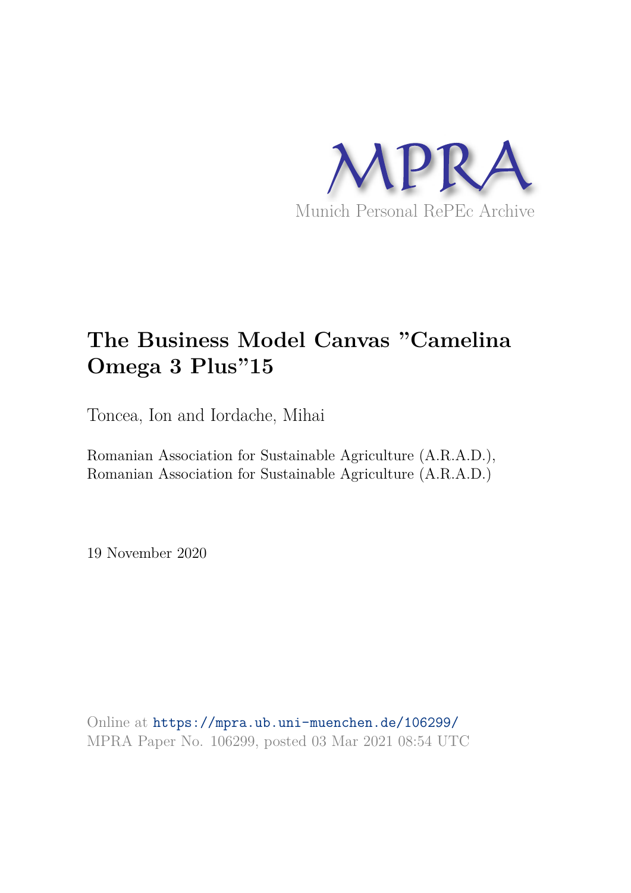MPRA

Munich Personal RePEc Archive

# The Business Model Canvas ”Camelina Omega 3 Plus”15

Toncea, Ion and Iordache, Mihai

Romanian Association for Sustainable Agriculture (A.R.A.D.), Romanian Association for Sustainable Agriculture (A.R.A.D.)

19 November 2020

Online at https://mpra.ub.uni-muenchen.de/106299/
MPRA Paper No. 106299, posted 03 Mar 2021 08:54 UTC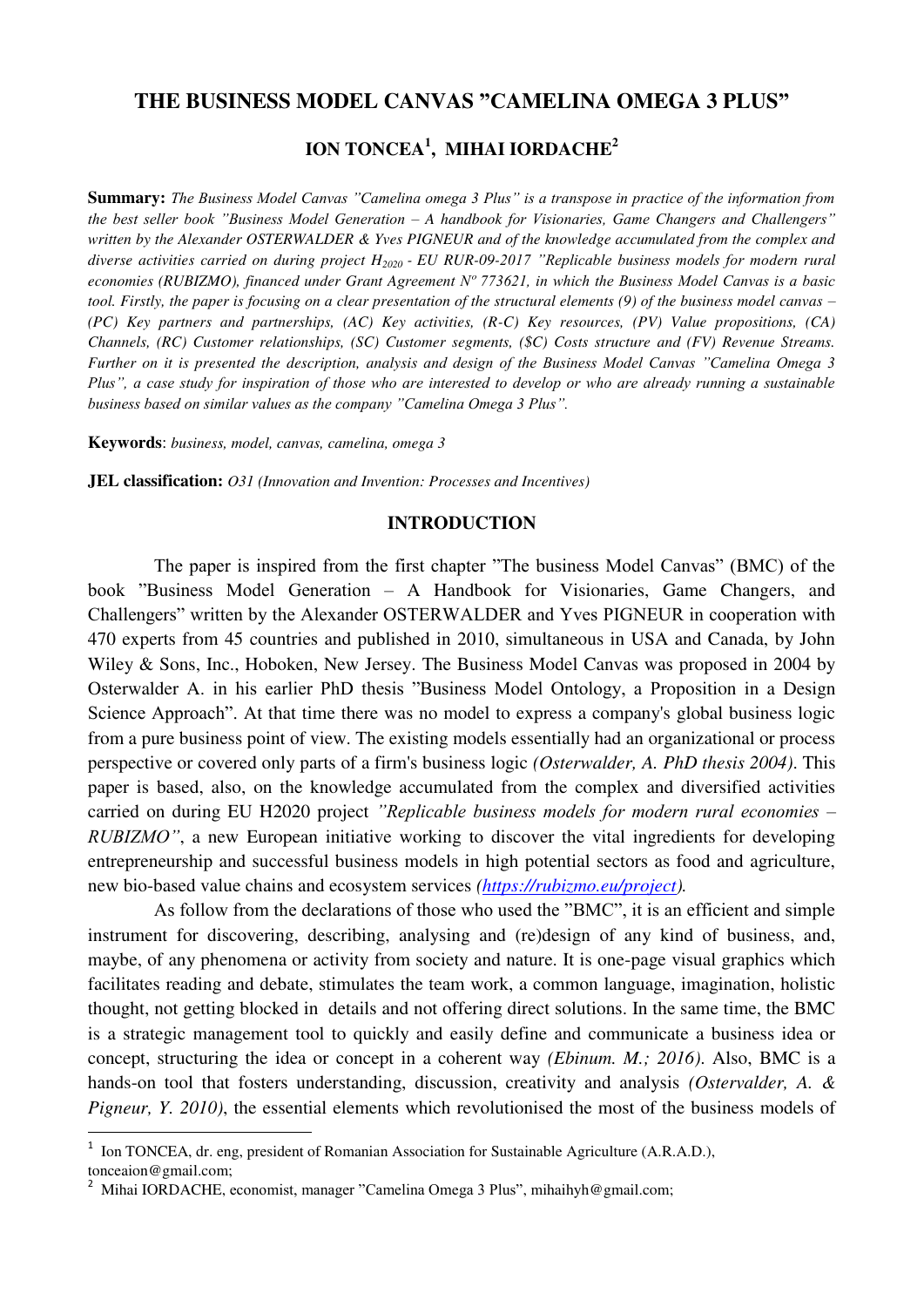# THE BUSINESS MODEL CANVAS "CAMELINA OMEGA 3 PLUS"

## ION TONCEA[1], MIHAI IORDACHE[2]

**Summary:** *The Business Model Canvas "Camelina omega 3 Plus" is a transpose in practice of the information from the best seller book "Business Model Generation – A handbook for Visionaries, Game Changers and Challengers" written by the Alexander OSTERWALDER & Yves PIGNEUR and of the knowledge accumulated from the complex and diverse activities carried on during project $H_{2020}$ - EU RUR-09-2017 "Replicable business models for modern rural economies (RUBIZMO), financed under Grant Agreement Nº 773621, in which the Business Model Canvas is a basic tool. Firstly, the paper is focusing on a clear presentation of the structural elements (9) of the business model canvas – (PC) Key partners and partnerships, (AC) Key activities, (R-C) Key resources, (PV) Value propositions, (CA) Channels, (RC) Customer relationships, (SC) Customer segments, ($C) Costs structure and (FV) Revenue Streams. Further on it is presented the description, analysis and design of the Business Model Canvas "Camelina Omega 3 Plus", a case study for inspiration of those who are interested to develop or who are already running a sustainable business based on similar values as the company "Camelina Omega 3 Plus".*

**Keywords**: *business, model, canvas, camelina, omega 3*

**JEL classification:** *O31 (Innovation and Invention: Processes and Incentives)*

## INTRODUCTION

The paper is inspired from the first chapter "The business Model Canvas" (BMC) of the book "Business Model Generation – A Handbook for Visionaries, Game Changers, and Challengers" written by the Alexander OSTERWALDER and Yves PIGNEUR in cooperation with 470 experts from 45 countries and published in 2010, simultaneous in USA and Canada, by John Wiley & Sons, Inc., Hoboken, New Jersey. The Business Model Canvas was proposed in 2004 by Osterwalder A. in his earlier PhD thesis "Business Model Ontology, a Proposition in a Design Science Approach". At that time there was no model to express a company's global business logic from a pure business point of view. The existing models essentially had an organizational or process perspective or covered only parts of a firm's business logic *(Osterwalder, A. PhD thesis 2004)*. This paper is based, also, on the knowledge accumulated from the complex and diversified activities carried on during EU H2020 project *"Replicable business models for modern rural economies – RUBIZMO"*, a new European initiative working to discover the vital ingredients for developing entrepreneurship and successful business models in high potential sectors as food and agriculture, new bio-based value chains and ecosystem services *([https://rubizmo.eu/project](https://rubizmo.eu/project))*.

As follow from the declarations of those who used the "BMC", it is an efficient and simple instrument for discovering, describing, analysing and (re)design of any kind of business, and, maybe, of any phenomena or activity from society and nature. It is one-page visual graphics which facilitates reading and debate, stimulates the team work, a common language, imagination, holistic thought, not getting blocked in details and not offering direct solutions. In the same time, the BMC is a strategic management tool to quickly and easily define and communicate a business idea or concept, structuring the idea or concept in a coherent way *(Ebinum. M.; 2016)*. Also, BMC is a hands-on tool that fosters understanding, discussion, creativity and analysis *(Ostervalder, A. & Pigneur, Y. 2010)*, the essential elements which revolutionised the most of the business models of

---

[1] Ion TONCEA, dr. eng, president of Romanian Association for Sustainable Agriculture (A.R.A.D.), tonceaion@gmail.com;

[2] Mihai IORDACHE, economist, manager "Camelina Omega 3 Plus", mihaihyh@gmail.com;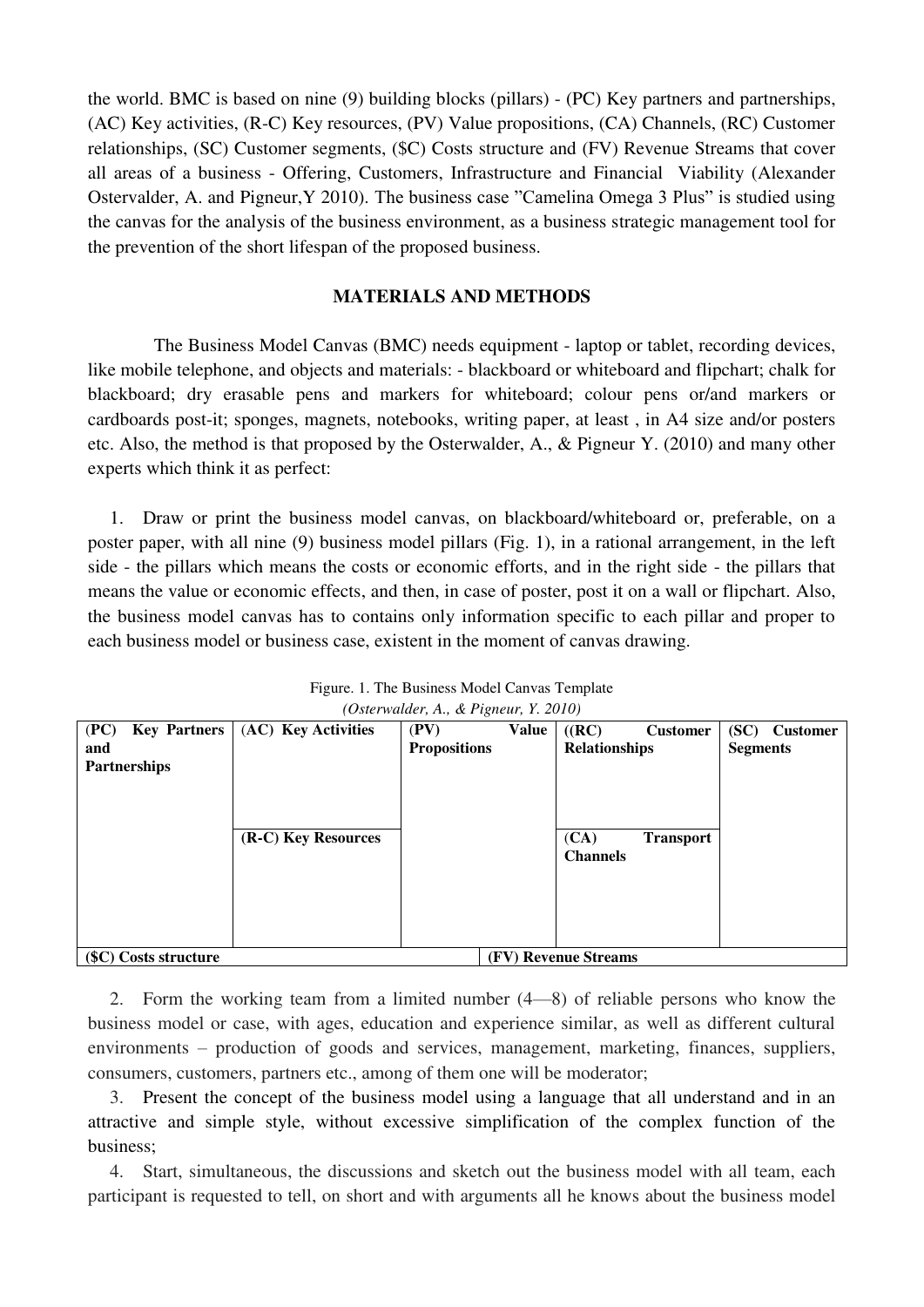the world. BMC is based on nine (9) building blocks (pillars) - (PC) Key partners and partnerships, (AC) Key activities, (R-C) Key resources, (PV) Value propositions, (CA) Channels, (RC) Customer relationships, (SC) Customer segments, ($C) Costs structure and (FV) Revenue Streams that cover all areas of a business - Offering, Customers, Infrastructure and Financial Viability (Alexander Ostervalder, A. and Pigneur,Y 2010). The business case "Camelina Omega 3 Plus" is studied using the canvas for the analysis of the business environment, as a business strategic management tool for the prevention of the short lifespan of the proposed business.

## MATERIALS AND METHODS

The Business Model Canvas (BMC) needs equipment - laptop or tablet, recording devices, like mobile telephone, and objects and materials: - blackboard or whiteboard and flipchart; chalk for blackboard; dry erasable pens and markers for whiteboard; colour pens or/and markers or cardboards post-it; sponges, magnets, notebooks, writing paper, at least , in A4 size and/or posters etc. Also, the method is that proposed by the Osterwalder, A., & Pigneur Y. (2010) and many other experts which think it as perfect:

1. Draw or print the business model canvas, on blackboard/whiteboard or, preferable, on a poster paper, with all nine (9) business model pillars (Fig. 1), in a rational arrangement, in the left side - the pillars which means the costs or economic efforts, and in the right side - the pillars that means the value or economic effects, and then, in case of poster, post it on a wall or flipchart. Also, the business model canvas has to contains only information specific to each pillar and proper to each business model or business case, existent in the moment of canvas drawing.

Figure. 1. The Business Model Canvas Template

*(Osterwalder, A., & Pigneur, Y. 2010)*

| **(PC) Key Partners and Partnerships** | **(AC) Key Activities** | **(PV) Value Propositions** | **((RC) Customer Relationships** | **(SC) Customer Segments** |
|---|---|---|---|---|
| | **(R-C) Key Resources** | | **(CA) Transport Channels** | |
| **($C) Costs structure** | | **(FV) Revenue Streams** | | |

2. Form the working team from a limited number (4—8) of reliable persons who know the business model or case, with ages, education and experience similar, as well as different cultural environments – production of goods and services, management, marketing, finances, suppliers, consumers, customers, partners etc., among of them one will be moderator;

3. Present the concept of the business model using a language that all understand and in an attractive and simple style, without excessive simplification of the complex function of the business;

4. Start, simultaneous, the discussions and sketch out the business model with all team, each participant is requested to tell, on short and with arguments all he knows about the business model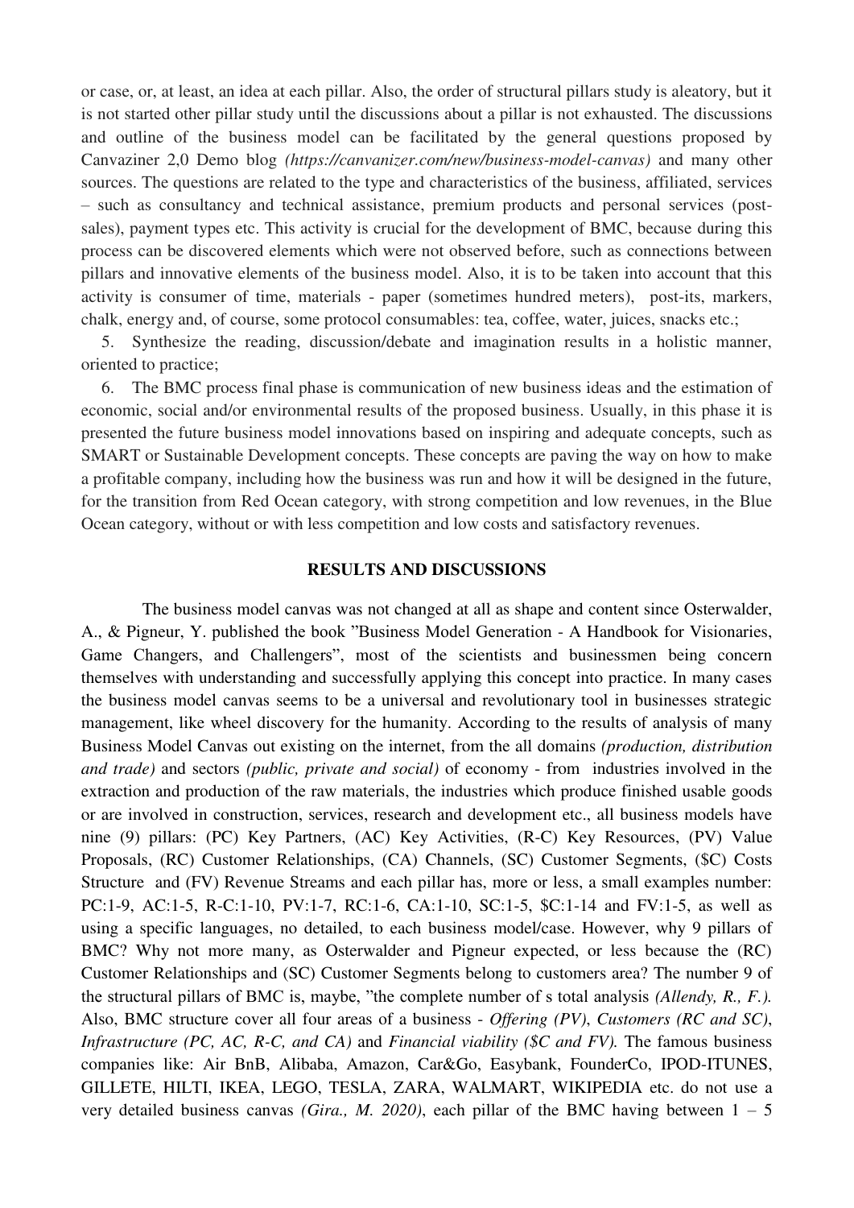or case, or, at least, an idea at each pillar. Also, the order of structural pillars study is aleatory, but it is not started other pillar study until the discussions about a pillar is not exhausted. The discussions and outline of the business model can be facilitated by the general questions proposed by Canvaziner 2,0 Demo blog *(https://canvanizer.com/new/business-model-canvas)* and many other sources. The questions are related to the type and characteristics of the business, affiliated, services – such as consultancy and technical assistance, premium products and personal services (post-sales), payment types etc. This activity is crucial for the development of BMC, because during this process can be discovered elements which were not observed before, such as connections between pillars and innovative elements of the business model. Also, it is to be taken into account that this activity is consumer of time, materials - paper (sometimes hundred meters), post-its, markers, chalk, energy and, of course, some protocol consumables: tea, coffee, water, juices, snacks etc.;

5. Synthesize the reading, discussion/debate and imagination results in a holistic manner, oriented to practice;

6. The BMC process final phase is communication of new business ideas and the estimation of economic, social and/or environmental results of the proposed business. Usually, in this phase it is presented the future business model innovations based on inspiring and adequate concepts, such as SMART or Sustainable Development concepts. These concepts are paving the way on how to make a profitable company, including how the business was run and how it will be designed in the future, for the transition from Red Ocean category, with strong competition and low revenues, in the Blue Ocean category, without or with less competition and low costs and satisfactory revenues.

## RESULTS AND DISCUSSIONS

The business model canvas was not changed at all as shape and content since Osterwalder, A., & Pigneur, Y. published the book "Business Model Generation - A Handbook for Visionaries, Game Changers, and Challengers", most of the scientists and businessmen being concern themselves with understanding and successfully applying this concept into practice. In many cases the business model canvas seems to be a universal and revolutionary tool in businesses strategic management, like wheel discovery for the humanity. According to the results of analysis of many Business Model Canvas out existing on the internet, from the all domains *(production, distribution and trade)* and sectors *(public, private and social)* of economy - from industries involved in the extraction and production of the raw materials, the industries which produce finished usable goods or are involved in construction, services, research and development etc., all business models have nine (9) pillars: (PC) Key Partners, (AC) Key Activities, (R-C) Key Resources, (PV) Value Proposals, (RC) Customer Relationships, (CA) Channels, (SC) Customer Segments, ($C) Costs Structure and (FV) Revenue Streams and each pillar has, more or less, a small examples number: PC:1-9, AC:1-5, R-C:1-10, PV:1-7, RC:1-6, CA:1-10, SC:1-5, $C:1-14 and FV:1-5, as well as using a specific languages, no detailed, to each business model/case. However, why 9 pillars of BMC? Why not more many, as Osterwalder and Pigneur expected, or less because the (RC) Customer Relationships and (SC) Customer Segments belong to customers area? The number 9 of the structural pillars of BMC is, maybe, "the complete number of s total analysis *(Allendy, R., F.).* Also, BMC structure cover all four areas of a business - *Offering (PV)*, *Customers (RC and SC)*, *Infrastructure (PC, AC, R-C, and CA)* and *Financial viability ($C and FV).* The famous business companies like: Air BnB, Alibaba, Amazon, Car&Go, Easybank, FounderCo, IPOD-ITUNES, GILLETE, HILTI, IKEA, LEGO, TESLA, ZARA, WALMART, WIKIPEDIA etc. do not use a very detailed business canvas *(Gira., M. 2020)*, each pillar of the BMC having between 1 – 5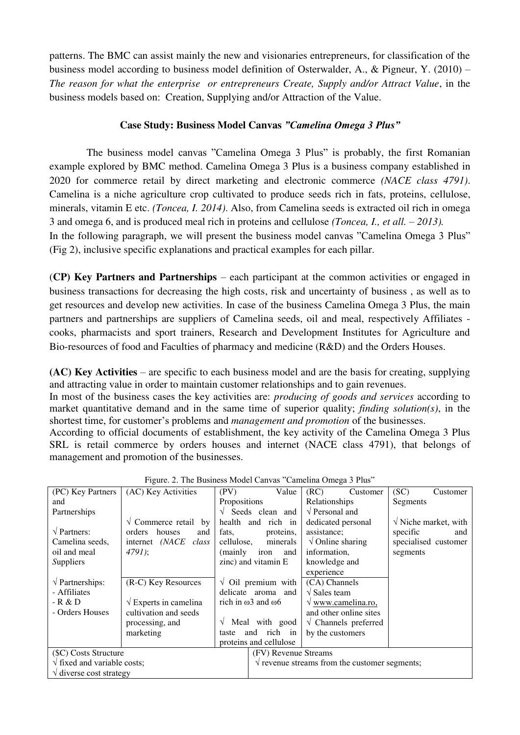patterns. The BMC can assist mainly the new and visionaries entrepreneurs, for classification of the business model according to business model definition of Osterwalder, A., & Pigneur, Y. (2010) – *The reason for what the enterprise or entrepreneurs Create, Supply and/or Attract Value*, in the business models based on: Creation, Supplying and/or Attraction of the Value.

**Case Study: Business Model Canvas *"Camelina Omega 3 Plus"***

The business model canvas "Camelina Omega 3 Plus" is probably, the first Romanian example explored by BMC method. Camelina Omega 3 Plus is a business company established in 2020 for commerce retail by direct marketing and electronic commerce *(NACE class 4791)*. Camelina is a niche agriculture crop cultivated to produce seeds rich in fats, proteins, cellulose, minerals, vitamin E etc. *(Toncea, I. 2014)*. Also, from Camelina seeds is extracted oil rich in omega 3 and omega 6, and is produced meal rich in proteins and cellulose *(Toncea, I., et all. – 2013).*

In the following paragraph, we will present the business model canvas "Camelina Omega 3 Plus" (Fig 2), inclusive specific explanations and practical examples for each pillar.

(**CP) Key Partners and Partnerships** – each participant at the common activities or engaged in business transactions for decreasing the high costs, risk and uncertainty of business , as well as to get resources and develop new activities. In case of the business Camelina Omega 3 Plus, the main partners and partnerships are suppliers of Camelina seeds, oil and meal, respectively Affiliates - cooks, pharmacists and sport trainers, Research and Development Institutes for Agriculture and Bio-resources of food and Faculties of pharmacy and medicine (R&D) and the Orders Houses.

**(AC) Key Activities** – are specific to each business model and are the basis for creating, supplying and attracting value in order to maintain customer relationships and to gain revenues.

In most of the business cases the key activities are: *producing of goods and services* according to market quantitative demand and in the same time of superior quality; *finding solution(s)*, in the shortest time, for customer's problems and *management and promotion* of the businesses.

According to official documents of establishment, the key activity of the Camelina Omega 3 Plus SRL is retail commerce by orders houses and internet (NACE class 4791), that belongs of management and promotion of the businesses.

Figure. 2. The Business Model Canvas "Camelina Omega 3 Plus"

| (PC) Key Partners and Partnerships | (AC) Key Activities | (PV) Value Propositions | (RC) Customer Relationships | (SC) Customer Segments |
|---|---|---|---|---|
| √ Partners: Camelina seeds, oil and meal *S*uppliers | √ Commerce retail by orders houses and internet *(NACE class 4791)*; | √ Seeds clean and health and rich in fats, proteins, cellulose, minerals (mainly iron and zinc) and vitamin E | √ Personal and dedicated personal assistance; √ Online sharing information, knowledge and experience | √ Niche market, with specific and specialised customer segments |
| √ Partnerships: - Affiliates - R & D - Orders Houses | (R-C) Key Resources<br>√ Experts in camelina cultivation and seeds processing, and marketing | √ Oil premium with delicate aroma and rich in ω3 and ω6<br>√ Meal with good taste and rich in proteins and cellulose | (CA) Channels<br>√ Sales team<br>√ www.camelina.ro, and other online sites<br>√ Channels preferred by the customers | |
| ($C) Costs Structure<br>√ fixed and variable costs;<br>√ diverse cost strategy | | (FV) Revenue Streams<br>√ revenue streams from the customer segments; | | |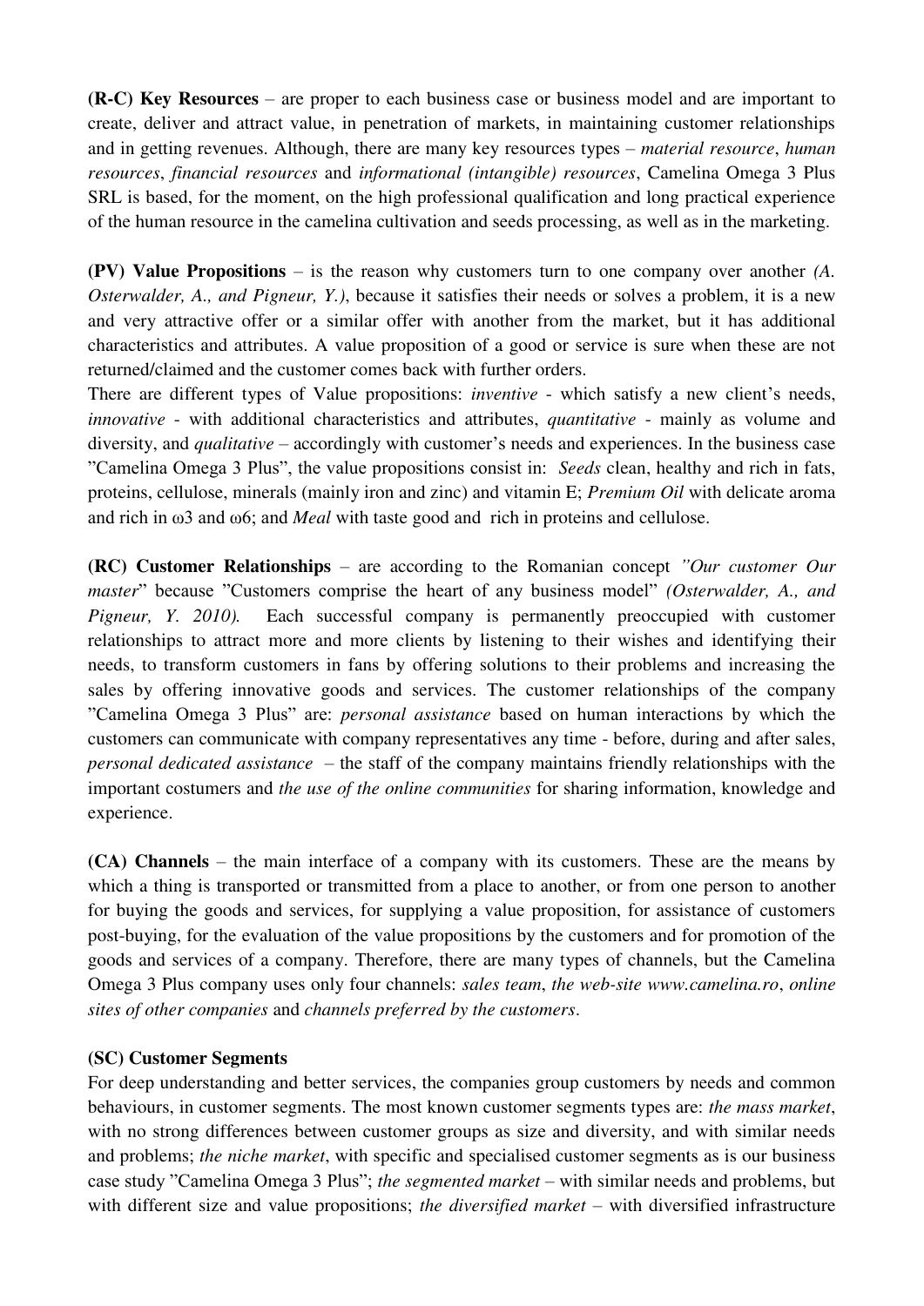**(R-C) Key Resources** – are proper to each business case or business model and are important to create, deliver and attract value, in penetration of markets, in maintaining customer relationships and in getting revenues. Although, there are many key resources types – *material resource*, *human resources*, *financial resources* and *informational (intangible) resources*, Camelina Omega 3 Plus SRL is based, for the moment, on the high professional qualification and long practical experience of the human resource in the camelina cultivation and seeds processing, as well as in the marketing.

**(PV) Value Propositions** – is the reason why customers turn to one company over another *(A. Osterwalder, A., and Pigneur, Y.)*, because it satisfies their needs or solves a problem, it is a new and very attractive offer or a similar offer with another from the market, but it has additional characteristics and attributes. A value proposition of a good or service is sure when these are not returned/claimed and the customer comes back with further orders.

There are different types of Value propositions: *inventive* - which satisfy a new client's needs, *innovative* - with additional characteristics and attributes, *quantitative* - mainly as volume and diversity, and *qualitative* – accordingly with customer's needs and experiences. In the business case "Camelina Omega 3 Plus", the value propositions consist in: *Seeds* clean, healthy and rich in fats, proteins, cellulose, minerals (mainly iron and zinc) and vitamin E; *Premium Oil* with delicate aroma and rich in ω3 and ω6; and *Meal* with taste good and rich in proteins and cellulose.

**(RC) Customer Relationships** – are according to the Romanian concept *"Our customer Our master*" because "Customers comprise the heart of any business model" *(Osterwalder, A., and Pigneur, Y. 2010).* Each successful company is permanently preoccupied with customer relationships to attract more and more clients by listening to their wishes and identifying their needs, to transform customers in fans by offering solutions to their problems and increasing the sales by offering innovative goods and services. The customer relationships of the company "Camelina Omega 3 Plus" are: *personal assistance* based on human interactions by which the customers can communicate with company representatives any time - before, during and after sales, *personal dedicated assistance* – the staff of the company maintains friendly relationships with the important costumers and *the use of the online communities* for sharing information, knowledge and experience.

**(CA) Channels** – the main interface of a company with its customers. These are the means by which a thing is transported or transmitted from a place to another, or from one person to another for buying the goods and services, for supplying a value proposition, for assistance of customers post-buying, for the evaluation of the value propositions by the customers and for promotion of the goods and services of a company. Therefore, there are many types of channels, but the Camelina Omega 3 Plus company uses only four channels: *sales team*, *the web-site www.camelina.ro*, *online sites of other companies* and *channels preferred by the customers*.

**(SC) Customer Segments**

For deep understanding and better services, the companies group customers by needs and common behaviours, in customer segments. The most known customer segments types are: *the mass market*, with no strong differences between customer groups as size and diversity, and with similar needs and problems; *the niche market*, with specific and specialised customer segments as is our business case study "Camelina Omega 3 Plus"; *the segmented market* – with similar needs and problems, but with different size and value propositions; *the diversified market* – with diversified infrastructure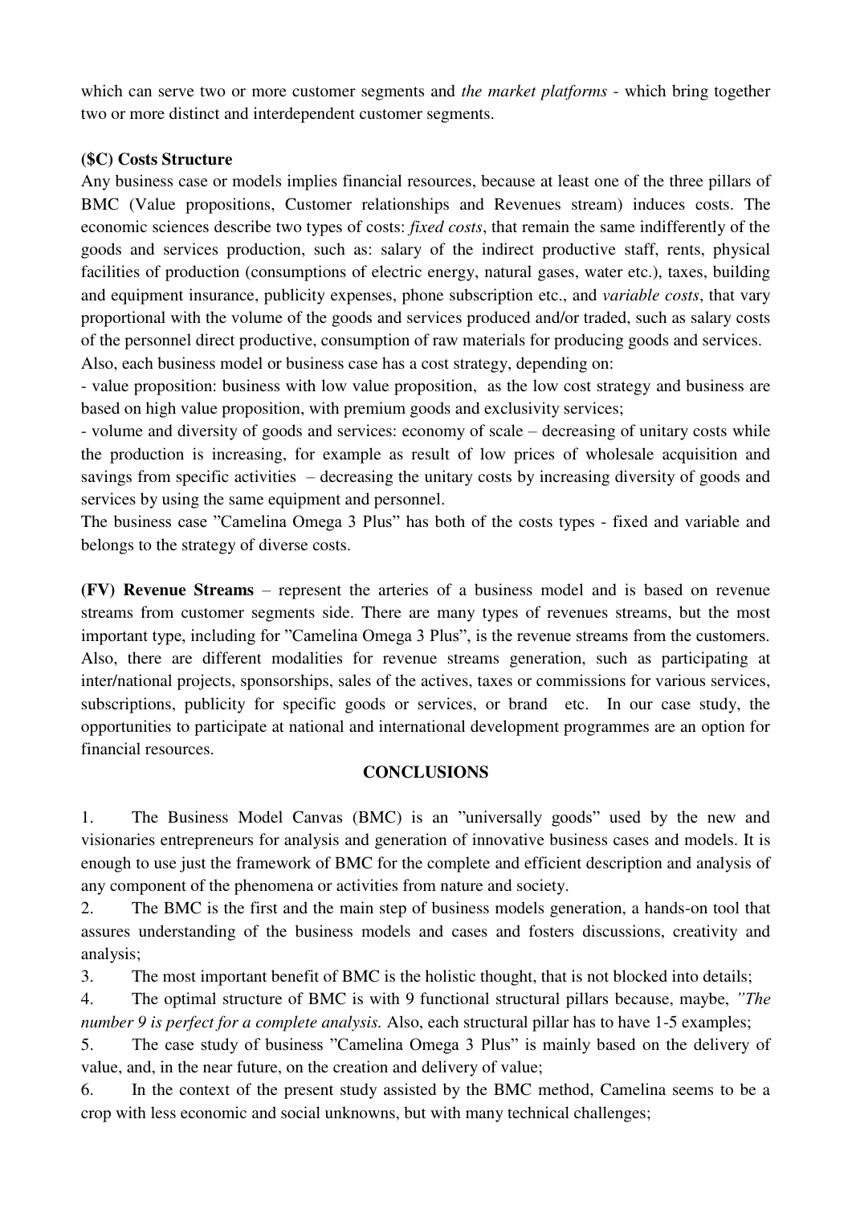which can serve two or more customer segments and *the market platforms* - which bring together two or more distinct and interdependent customer segments.

**($C) Costs Structure**

Any business case or models implies financial resources, because at least one of the three pillars of BMC (Value propositions, Customer relationships and Revenues stream) induces costs. The economic sciences describe two types of costs: *fixed costs*, that remain the same indifferently of the goods and services production, such as: salary of the indirect productive staff, rents, physical facilities of production (consumptions of electric energy, natural gases, water etc.), taxes, building and equipment insurance, publicity expenses, phone subscription etc., and *variable costs*, that vary proportional with the volume of the goods and services produced and/or traded, such as salary costs of the personnel direct productive, consumption of raw materials for producing goods and services.

Also, each business model or business case has a cost strategy, depending on:

- value proposition: business with low value proposition, as the low cost strategy and business are based on high value proposition, with premium goods and exclusivity services;
- volume and diversity of goods and services: economy of scale – decreasing of unitary costs while the production is increasing, for example as result of low prices of wholesale acquisition and savings from specific activities – decreasing the unitary costs by increasing diversity of goods and services by using the same equipment and personnel.

The business case "Camelina Omega 3 Plus" has both of the costs types - fixed and variable and belongs to the strategy of diverse costs.

**(FV) Revenue Streams** – represent the arteries of a business model and is based on revenue streams from customer segments side. There are many types of revenues streams, but the most important type, including for "Camelina Omega 3 Plus", is the revenue streams from the customers. Also, there are different modalities for revenue streams generation, such as participating at inter/national projects, sponsorships, sales of the actives, taxes or commissions for various services, subscriptions, publicity for specific goods or services, or brand etc. In our case study, the opportunities to participate at national and international development programmes are an option for financial resources.

## CONCLUSIONS

1. The Business Model Canvas (BMC) is an "universally goods" used by the new and visionaries entrepreneurs for analysis and generation of innovative business cases and models. It is enough to use just the framework of BMC for the complete and efficient description and analysis of any component of the phenomena or activities from nature and society.
2. The BMC is the first and the main step of business models generation, a hands-on tool that assures understanding of the business models and cases and fosters discussions, creativity and analysis;
3. The most important benefit of BMC is the holistic thought, that is not blocked into details;
4. The optimal structure of BMC is with 9 functional structural pillars because, maybe, *"The number 9 is perfect for a complete analysis.* Also, each structural pillar has to have 1-5 examples;
5. The case study of business "Camelina Omega 3 Plus" is mainly based on the delivery of value, and, in the near future, on the creation and delivery of value;
6. In the context of the present study assisted by the BMC method, Camelina seems to be a crop with less economic and social unknowns, but with many technical challenges;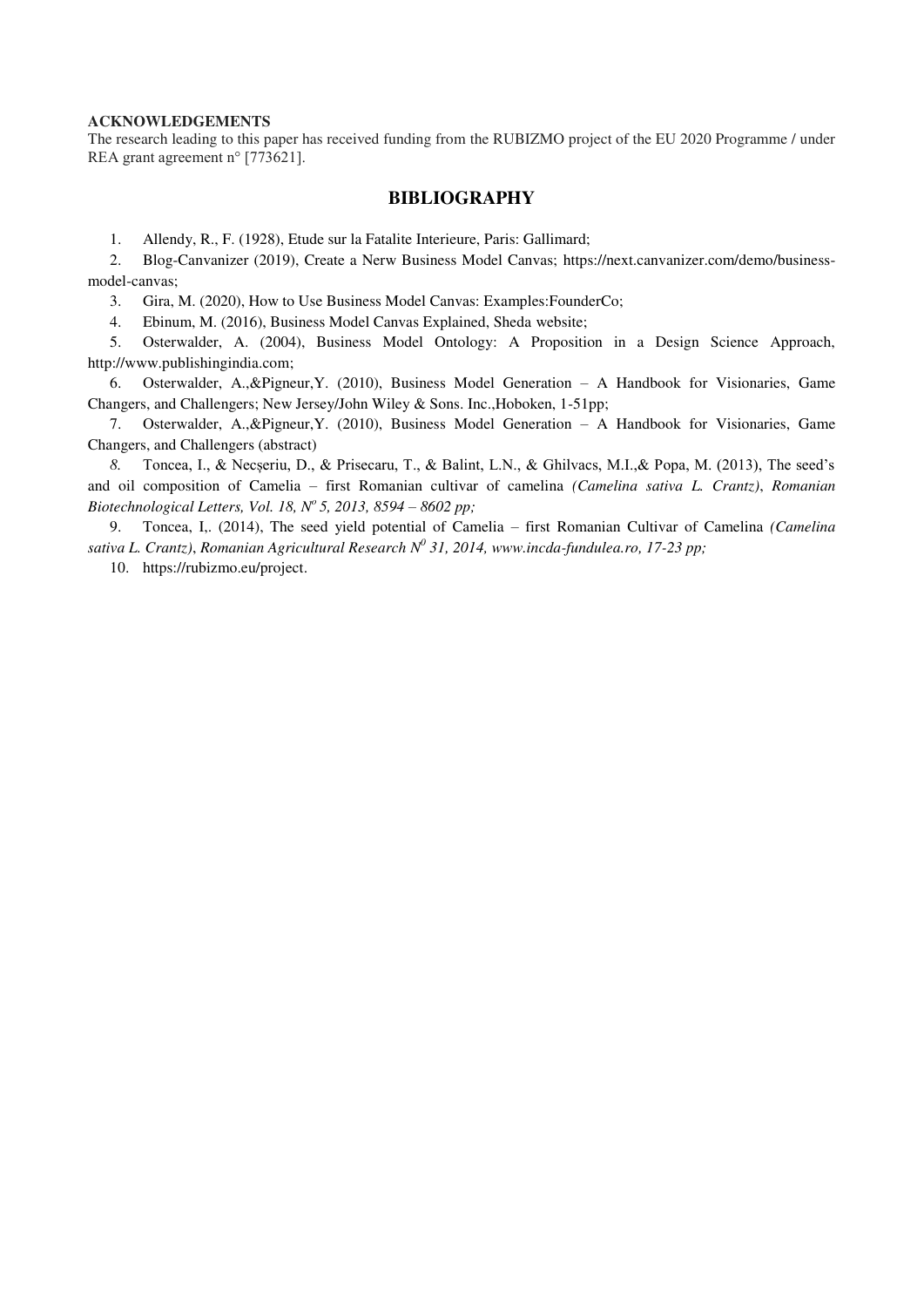**ACKNOWLEDGEMENTS**

The research leading to this paper has received funding from the RUBIZMO project of the EU 2020 Programme / under REA grant agreement n° [773621].

## BIBLIOGRAPHY

1. Allendy, R., F. (1928), Etude sur la Fatalite Interieure, Paris: Gallimard;
2. Blog-Canvanizer (2019), Create a Nerw Business Model Canvas; https://next.canvanizer.com/demo/business-model-canvas;
3. Gira, M. (2020), How to Use Business Model Canvas: Examples:FounderCo;
4. Ebinum, M. (2016), Business Model Canvas Explained, Sheda website;
5. Osterwalder, A. (2004), Business Model Ontology: A Proposition in a Design Science Approach, http://www.publishingindia.com;
6. Osterwalder, A.,&Pigneur,Y. (2010), Business Model Generation – A Handbook for Visionaries, Game Changers, and Challengers; New Jersey/John Wiley & Sons. Inc.,Hoboken, 1-51pp;
7. Osterwalder, A.,&Pigneur,Y. (2010), Business Model Generation – A Handbook for Visionaries, Game Changers, and Challengers (abstract)
8. Toncea, I., & Necșeriu, D., & Prisecaru, T., & Balint, L.N., & Ghilvacs, M.I.,& Popa, M. (2013), The seed's and oil composition of Camelia – first Romanian cultivar of camelina *(Camelina sativa L. Crantz)*, *Romanian Biotechnological Letters, Vol. 18, N$^{o}$ 5, 2013, 8594 – 8602 pp;*
9. Toncea, I,. (2014), The seed yield potential of Camelia – first Romanian Cultivar of Camelina *(Camelina sativa L. Crantz)*, *Romanian Agricultural Research N$^{0}$ 31, 2014, www.incda-fundulea.ro, 17-23 pp;*
10. https://rubizmo.eu/project.